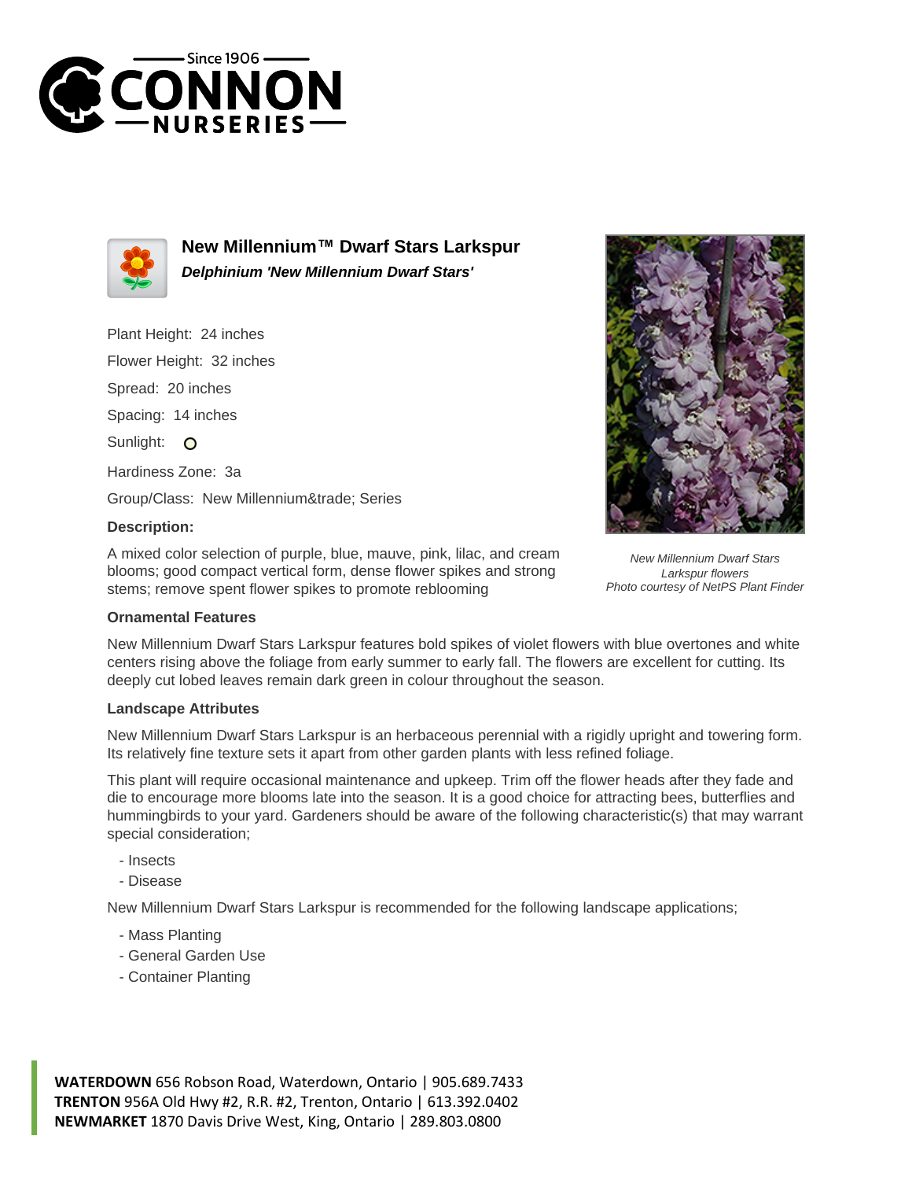# New Millennium™ Dwarf Stars Larkspur

***Delphinium 'New Millennium Dwarf Stars'***

Plant Height: 24 inches

Flower Height: 32 inches

Spread: 20 inches

Spacing: 14 inches

Sunlight:

Hardiness Zone: 3a

Group/Class: New Millennium&trade; Series

### Description:

A mixed color selection of purple, blue, mauve, pink, lilac, and cream blooms; good compact vertical form, dense flower spikes and strong stems; remove spent flower spikes to promote reblooming

*New Millennium Dwarf Stars Larkspur flowers*
*Photo courtesy of NetPS Plant Finder*

### Ornamental Features

New Millennium Dwarf Stars Larkspur features bold spikes of violet flowers with blue overtones and white centers rising above the foliage from early summer to early fall. The flowers are excellent for cutting. Its deeply cut lobed leaves remain dark green in colour throughout the season.

### Landscape Attributes

New Millennium Dwarf Stars Larkspur is an herbaceous perennial with a rigidly upright and towering form. Its relatively fine texture sets it apart from other garden plants with less refined foliage.

This plant will require occasional maintenance and upkeep. Trim off the flower heads after they fade and die to encourage more blooms late into the season. It is a good choice for attracting bees, butterflies and hummingbirds to your yard. Gardeners should be aware of the following characteristic(s) that may warrant special consideration;

- Insects
- Disease

New Millennium Dwarf Stars Larkspur is recommended for the following landscape applications;

- Mass Planting
- General Garden Use
- Container Planting

**WATERDOWN** 656 Robson Road, Waterdown, Ontario | 905.689.7433
**TRENTON** 956A Old Hwy #2, R.R. #2, Trenton, Ontario | 613.392.0402
**NEWMARKET** 1870 Davis Drive West, King, Ontario | 289.803.0800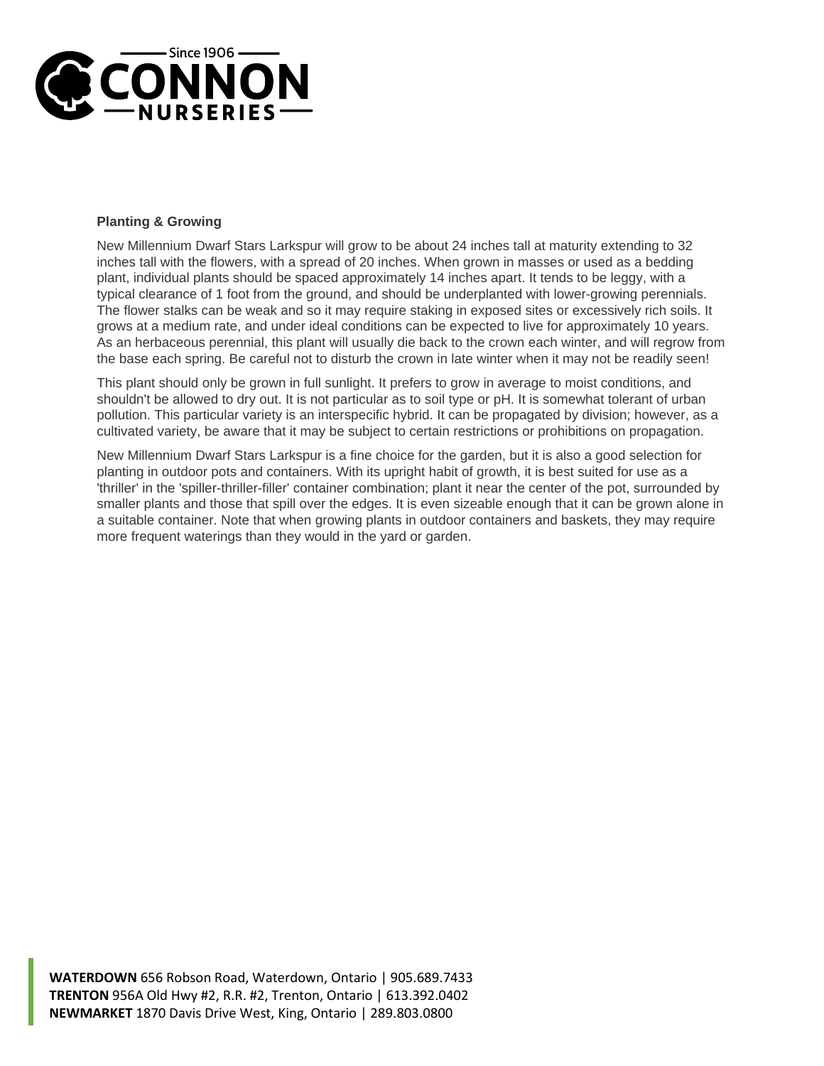## Planting & Growing

New Millennium Dwarf Stars Larkspur will grow to be about 24 inches tall at maturity extending to 32 inches tall with the flowers, with a spread of 20 inches. When grown in masses or used as a bedding plant, individual plants should be spaced approximately 14 inches apart. It tends to be leggy, with a typical clearance of 1 foot from the ground, and should be underplanted with lower-growing perennials. The flower stalks can be weak and so it may require staking in exposed sites or excessively rich soils. It grows at a medium rate, and under ideal conditions can be expected to live for approximately 10 years. As an herbaceous perennial, this plant will usually die back to the crown each winter, and will regrow from the base each spring. Be careful not to disturb the crown in late winter when it may not be readily seen!

This plant should only be grown in full sunlight. It prefers to grow in average to moist conditions, and shouldn't be allowed to dry out. It is not particular as to soil type or pH. It is somewhat tolerant of urban pollution. This particular variety is an interspecific hybrid. It can be propagated by division; however, as a cultivated variety, be aware that it may be subject to certain restrictions or prohibitions on propagation.

New Millennium Dwarf Stars Larkspur is a fine choice for the garden, but it is also a good selection for planting in outdoor pots and containers. With its upright habit of growth, it is best suited for use as a 'thriller' in the 'spiller-thriller-filler' container combination; plant it near the center of the pot, surrounded by smaller plants and those that spill over the edges. It is even sizeable enough that it can be grown alone in a suitable container. Note that when growing plants in outdoor containers and baskets, they may require more frequent waterings than they would in the yard or garden.